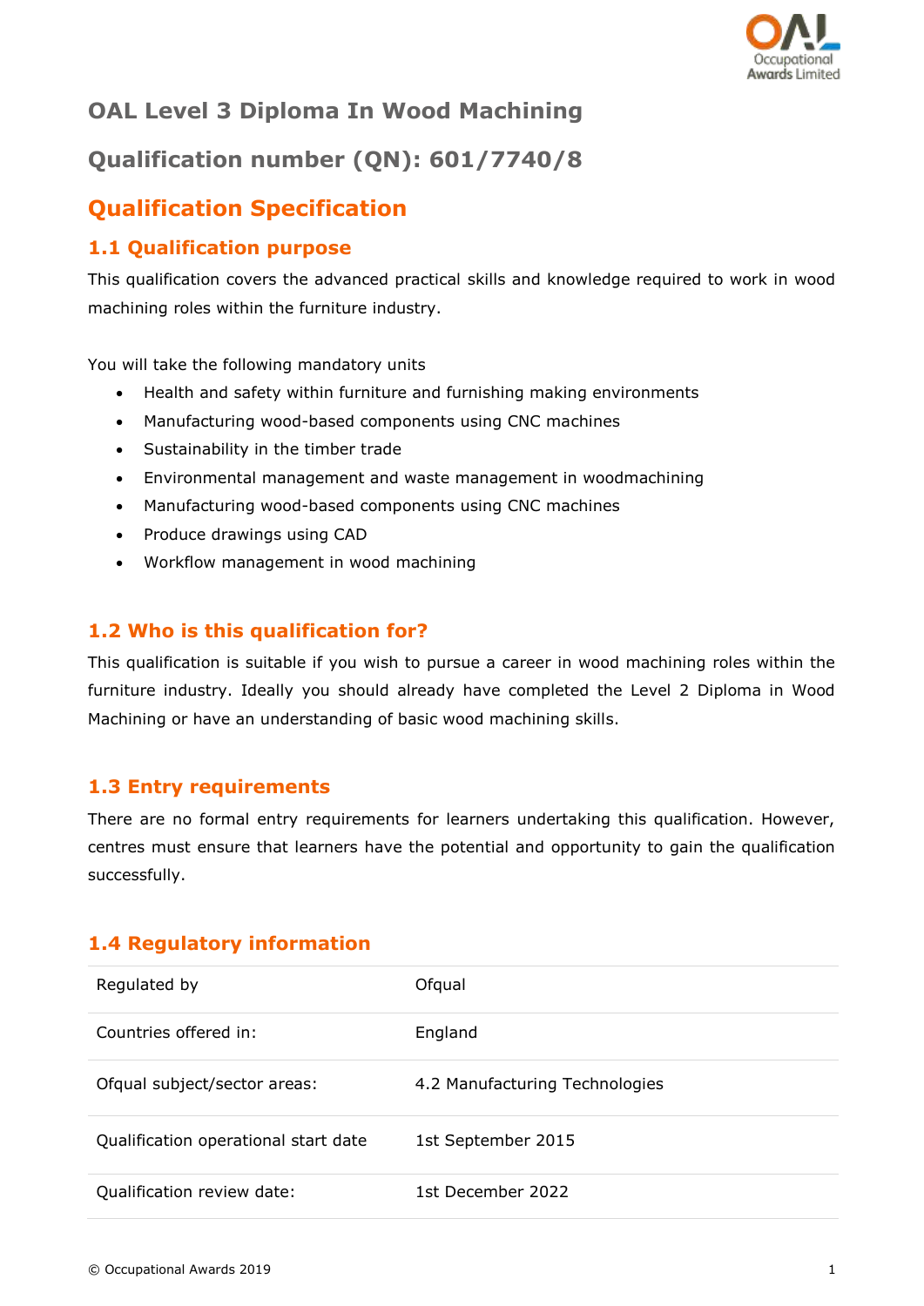# OAL Level 3 Diploma In Wood Machining

# Qualification number (QN): 601/7740/8

## Qualification Specification

### 1.1 Qualification purpose

This qualification covers the advanced practical skills and knowledge required to work in wood machining roles within the furniture industry.

You will take the following mandatory units

- Health and safety within furniture and furnishing making environments
- Manufacturing wood-based components using CNC machines
- Sustainability in the timber trade
- Environmental management and waste management in woodmachining
- Manufacturing wood-based components using CNC machines
- Produce drawings using CAD
- Workflow management in wood machining

### 1.2 Who is this qualification for?

This qualification is suitable if you wish to pursue a career in wood machining roles within the furniture industry. Ideally you should already have completed the Level 2 Diploma in Wood Machining or have an understanding of basic wood machining skills.

### 1.3 Entry requirements

There are no formal entry requirements for learners undertaking this qualification. However, centres must ensure that learners have the potential and opportunity to gain the qualification successfully.

### 1.4 Regulatory information

| | |
|---|---|
| Regulated by | Ofqual |
| Countries offered in: | England |
| Ofqual subject/sector areas: | 4.2 Manufacturing Technologies |
| Qualification operational start date | 1st September 2015 |
| Qualification review date: | 1st December 2022 |

© Occupational Awards 2019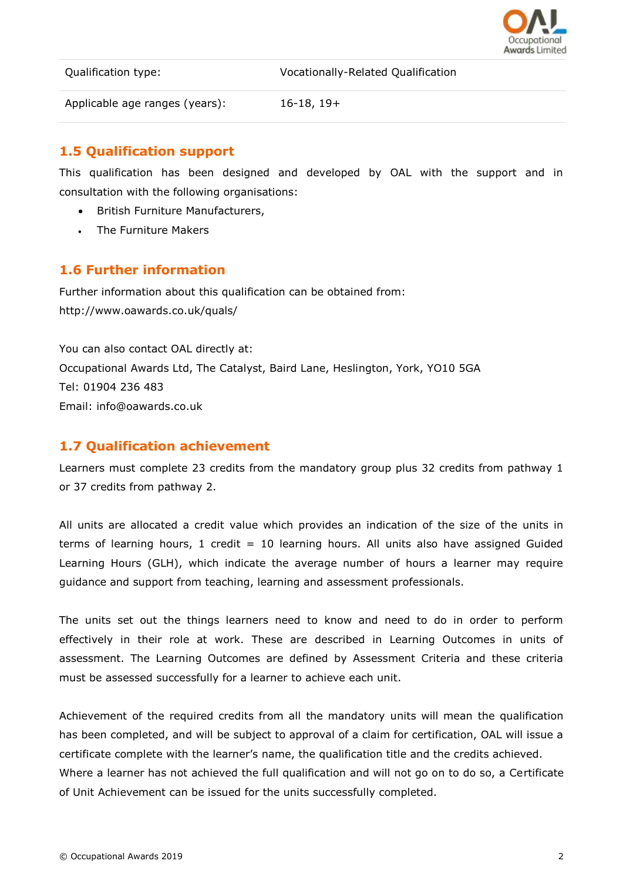| Qualification type: | Vocationally-Related Qualification |
| --- | --- |
| Applicable age ranges (years): | 16-18, 19+ |

## 1.5 Qualification support

This qualification has been designed and developed by OAL with the support and in consultation with the following organisations:

- British Furniture Manufacturers,
- The Furniture Makers

## 1.6 Further information

Further information about this qualification can be obtained from:
http://www.oawards.co.uk/quals/

You can also contact OAL directly at:
Occupational Awards Ltd, The Catalyst, Baird Lane, Heslington, York, YO10 5GA
Tel: 01904 236 483
Email: info@oawards.co.uk

## 1.7 Qualification achievement

Learners must complete 23 credits from the mandatory group plus 32 credits from pathway 1 or 37 credits from pathway 2.

All units are allocated a credit value which provides an indication of the size of the units in terms of learning hours, 1 credit = 10 learning hours. All units also have assigned Guided Learning Hours (GLH), which indicate the average number of hours a learner may require guidance and support from teaching, learning and assessment professionals.

The units set out the things learners need to know and need to do in order to perform effectively in their role at work. These are described in Learning Outcomes in units of assessment. The Learning Outcomes are defined by Assessment Criteria and these criteria must be assessed successfully for a learner to achieve each unit.

Achievement of the required credits from all the mandatory units will mean the qualification has been completed, and will be subject to approval of a claim for certification, OAL will issue a certificate complete with the learner's name, the qualification title and the credits achieved. Where a learner has not achieved the full qualification and will not go on to do so, a Certificate of Unit Achievement can be issued for the units successfully completed.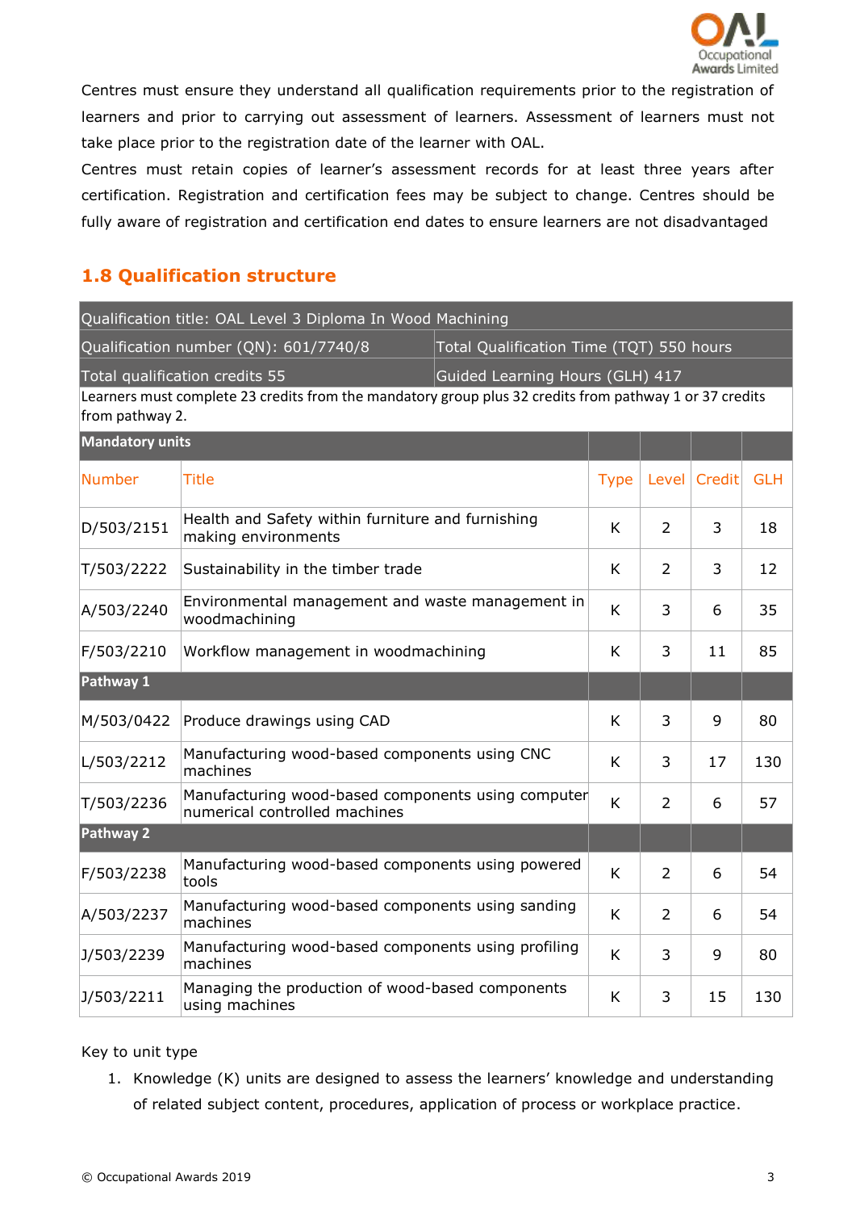Centres must ensure they understand all qualification requirements prior to the registration of learners and prior to carrying out assessment of learners. Assessment of learners must not take place prior to the registration date of the learner with OAL.

Centres must retain copies of learner's assessment records for at least three years after certification. Registration and certification fees may be subject to change. Centres should be fully aware of registration and certification end dates to ensure learners are not disadvantaged

## 1.8 Qualification structure

| Qualification title: OAL Level 3 Diploma In Wood Machining | | | | | |
|---|---|---|---|---|---|
| Qualification number (QN): 601/7740/8 | | Total Qualification Time (TQT) 550 hours | | | |
| Total qualification credits 55 | | Guided Learning Hours (GLH) 417 | | | |
| Learners must complete 23 credits from the mandatory group plus 32 credits from pathway 1 or 37 credits from pathway 2. | | | | | |
| **Mandatory units** | | | | | |
| Number | Title | Type | Level | Credit | GLH |
| D/503/2151 | Health and Safety within furniture and furnishing making environments | K | 2 | 3 | 18 |
| T/503/2222 | Sustainability in the timber trade | K | 2 | 3 | 12 |
| A/503/2240 | Environmental management and waste management in woodmachining | K | 3 | 6 | 35 |
| F/503/2210 | Workflow management in woodmachining | K | 3 | 11 | 85 |
| **Pathway 1** | | | | | |
| M/503/0422 | Produce drawings using CAD | K | 3 | 9 | 80 |
| L/503/2212 | Manufacturing wood-based components using CNC machines | K | 3 | 17 | 130 |
| T/503/2236 | Manufacturing wood-based components using computer numerical controlled machines | K | 2 | 6 | 57 |
| **Pathway 2** | | | | | |
| F/503/2238 | Manufacturing wood-based components using powered tools | K | 2 | 6 | 54 |
| A/503/2237 | Manufacturing wood-based components using sanding machines | K | 2 | 6 | 54 |
| J/503/2239 | Manufacturing wood-based components using profiling machines | K | 3 | 9 | 80 |
| J/503/2211 | Managing the production of wood-based components using machines | K | 3 | 15 | 130 |

Key to unit type

1. Knowledge (K) units are designed to assess the learners' knowledge and understanding of related subject content, procedures, application of process or workplace practice.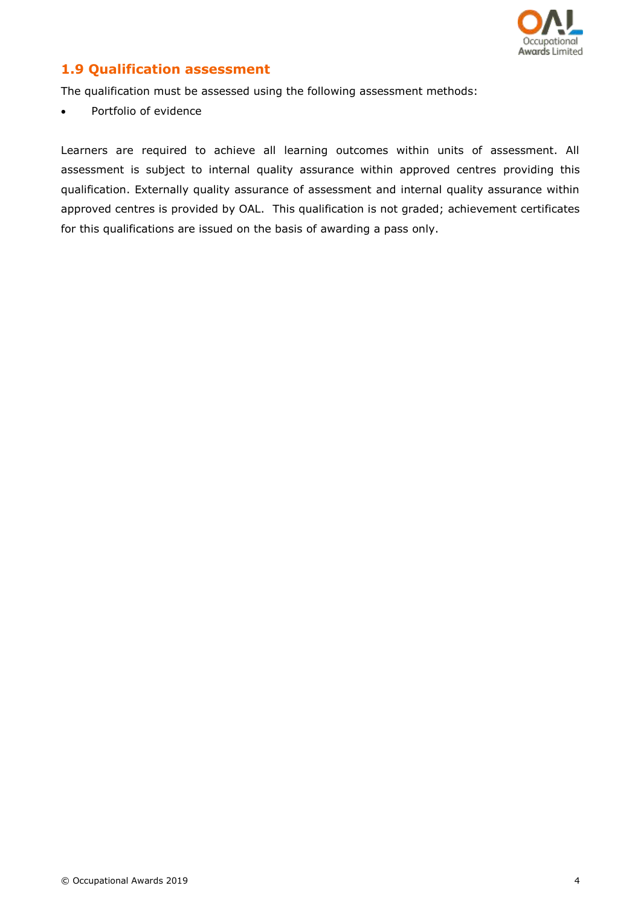## 1.9 Qualification assessment

The qualification must be assessed using the following assessment methods:

- Portfolio of evidence

Learners are required to achieve all learning outcomes within units of assessment. All assessment is subject to internal quality assurance within approved centres providing this qualification. Externally quality assurance of assessment and internal quality assurance within approved centres is provided by OAL. This qualification is not graded; achievement certificates for this qualifications are issued on the basis of awarding a pass only.